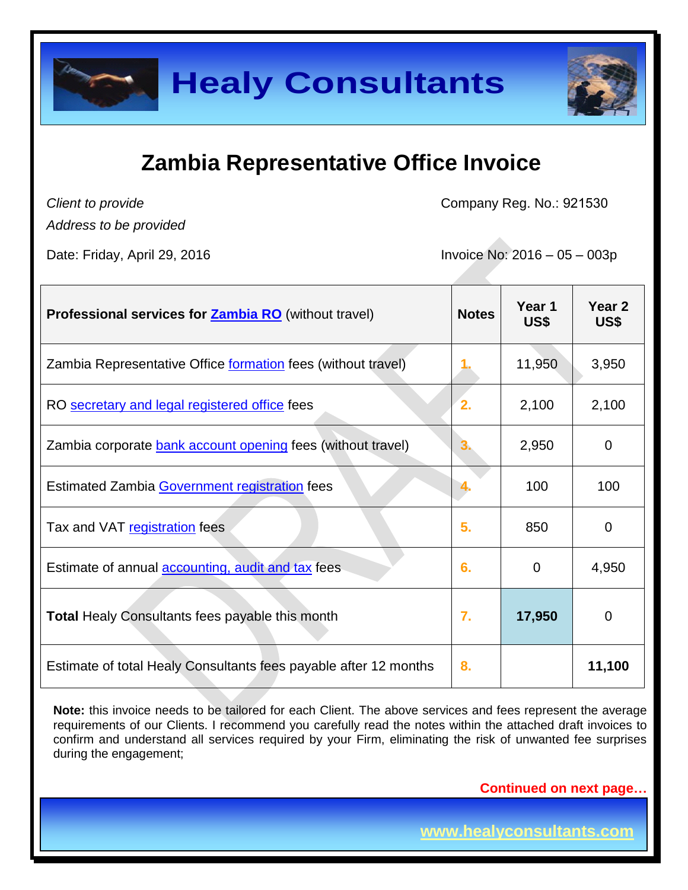# Healy Consultants

## Zambia Representative Office Invoice

*Client to provide*
*Address to be provided*

Company Reg. No.: 921530

Date: Friday, April 29, 2016

Invoice No: 2016 – 05 – 003p

| Professional services for **Zambia RO** (without travel) | Notes | Year 1 US$ | Year 2 US$ |
|---|---|---|---|
| Zambia Representative Office formation fees (without travel) | 1. | 11,950 | 3,950 |
| RO secretary and legal registered office fees | 2. | 2,100 | 2,100 |
| Zambia corporate bank account opening fees (without travel) | 3. | 2,950 | 0 |
| Estimated Zambia Government registration fees | 4. | 100 | 100 |
| Tax and VAT registration fees | 5. | 850 | 0 |
| Estimate of annual accounting, audit and tax fees | 6. | 0 | 4,950 |
| **Total** Healy Consultants fees payable this month | 7. | **17,950** | 0 |
| Estimate of total Healy Consultants fees payable after 12 months | 8. | | **11,100** |

**Note:** this invoice needs to be tailored for each Client. The above services and fees represent the average requirements of our Clients. I recommend you carefully read the notes within the attached draft invoices to confirm and understand all services required by your Firm, eliminating the risk of unwanted fee surprises during the engagement;

**Continued on next page…**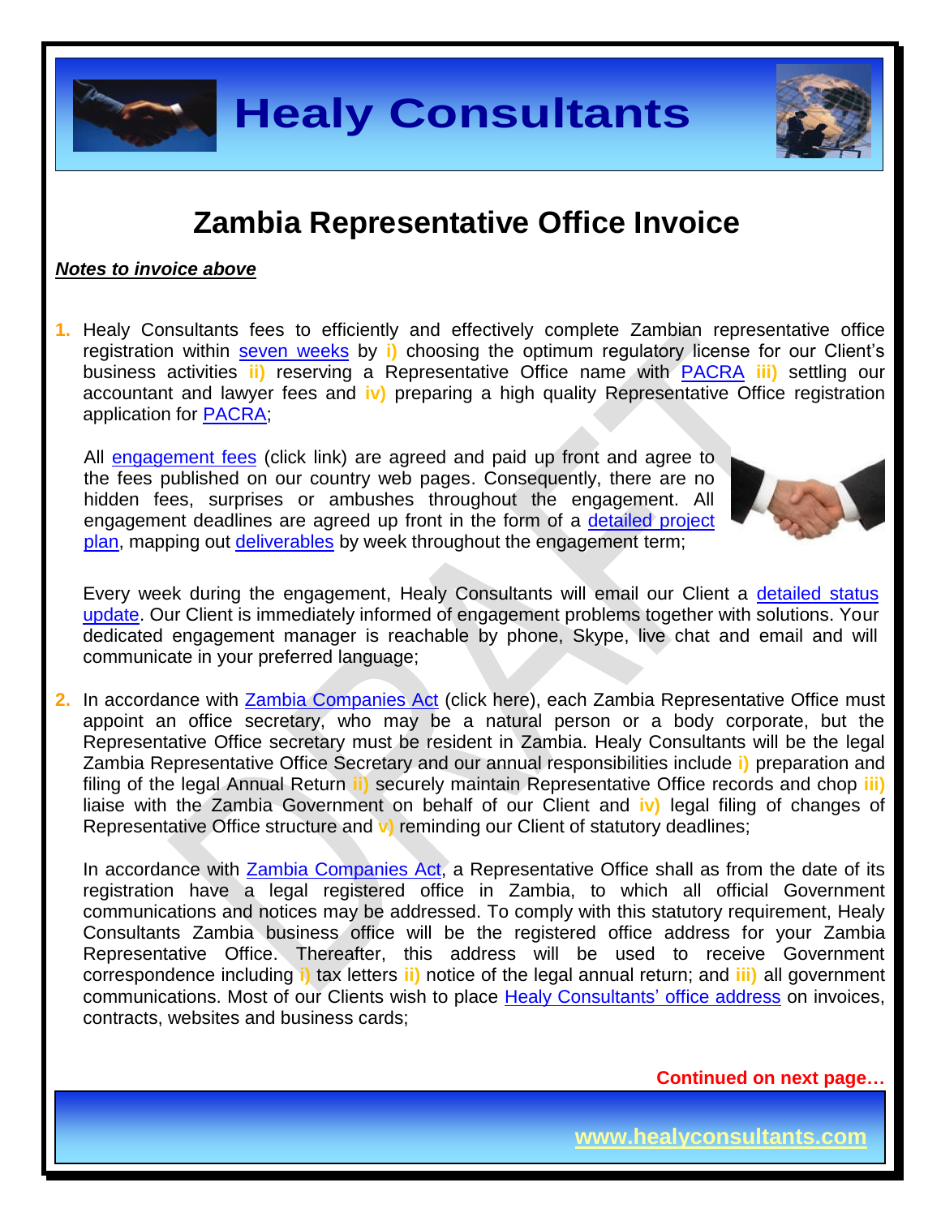# Zambia Representative Office Invoice

***Notes to invoice above***

1. Healy Consultants fees to efficiently and effectively complete Zambian representative office registration within seven weeks by **i)** choosing the optimum regulatory license for our Client's business activities **ii)** reserving a Representative Office name with PACRA **iii)** settling our accountant and lawyer fees and **iv)** preparing a high quality Representative Office registration application for PACRA;

   All engagement fees (click link) are agreed and paid up front and agree to the fees published on our country web pages. Consequently, there are no hidden fees, surprises or ambushes throughout the engagement. All engagement deadlines are agreed up front in the form of a detailed project plan, mapping out deliverables by week throughout the engagement term;

   Every week during the engagement, Healy Consultants will email our Client a detailed status update. Our Client is immediately informed of engagement problems together with solutions. Your dedicated engagement manager is reachable by phone, Skype, live chat and email and will communicate in your preferred language;

2. In accordance with Zambia Companies Act (click here), each Zambia Representative Office must appoint an office secretary, who may be a natural person or a body corporate, but the Representative Office secretary must be resident in Zambia. Healy Consultants will be the legal Zambia Representative Office Secretary and our annual responsibilities include **i)** preparation and filing of the legal Annual Return **ii)** securely maintain Representative Office records and chop **iii)** liaise with the Zambia Government on behalf of our Client and **iv)** legal filing of changes of Representative Office structure and **v)** reminding our Client of statutory deadlines;

   In accordance with Zambia Companies Act, a Representative Office shall as from the date of its registration have a legal registered office in Zambia, to which all official Government communications and notices may be addressed. To comply with this statutory requirement, Healy Consultants Zambia business office will be the registered office address for your Zambia Representative Office. Thereafter, this address will be used to receive Government correspondence including **i)** tax letters **ii)** notice of the legal annual return; and **iii)** all government communications. Most of our Clients wish to place Healy Consultants' office address on invoices, contracts, websites and business cards;

**Continued on next page…**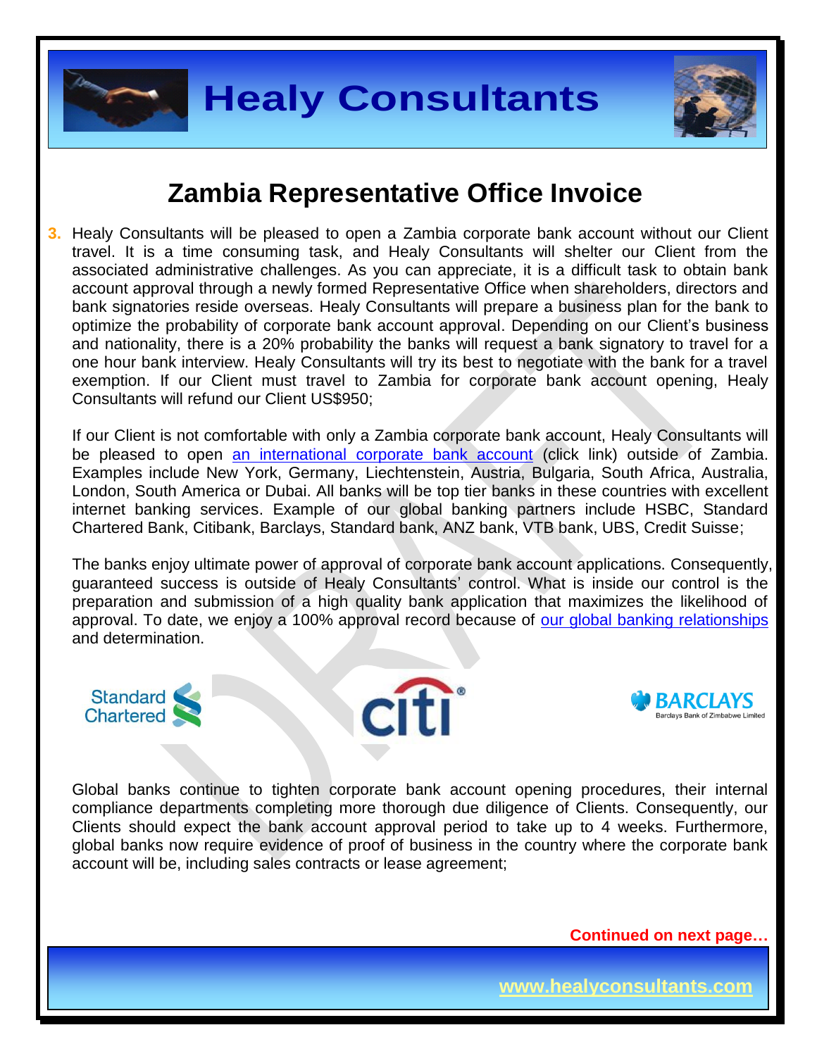## Zambia Representative Office Invoice

3. Healy Consultants will be pleased to open a Zambia corporate bank account without our Client travel. It is a time consuming task, and Healy Consultants will shelter our Client from the associated administrative challenges. As you can appreciate, it is a difficult task to obtain bank account approval through a newly formed Representative Office when shareholders, directors and bank signatories reside overseas. Healy Consultants will prepare a business plan for the bank to optimize the probability of corporate bank account approval. Depending on our Client's business and nationality, there is a 20% probability the banks will request a bank signatory to travel for a one hour bank interview. Healy Consultants will try its best to negotiate with the bank for a travel exemption. If our Client must travel to Zambia for corporate bank account opening, Healy Consultants will refund our Client US$950;

   If our Client is not comfortable with only a Zambia corporate bank account, Healy Consultants will be pleased to open an international corporate bank account (click link) outside of Zambia. Examples include New York, Germany, Liechtenstein, Austria, Bulgaria, South Africa, Australia, London, South America or Dubai. All banks will be top tier banks in these countries with excellent internet banking services. Example of our global banking partners include HSBC, Standard Chartered Bank, Citibank, Barclays, Standard bank, ANZ bank, VTB bank, UBS, Credit Suisse;

   The banks enjoy ultimate power of approval of corporate bank account applications. Consequently, guaranteed success is outside of Healy Consultants' control. What is inside our control is the preparation and submission of a high quality bank application that maximizes the likelihood of approval. To date, we enjoy a 100% approval record because of our global banking relationships and determination.

   Global banks continue to tighten corporate bank account opening procedures, their internal compliance departments completing more thorough due diligence of Clients. Consequently, our Clients should expect the bank account approval period to take up to 4 weeks. Furthermore, global banks now require evidence of proof of business in the country where the corporate bank account will be, including sales contracts or lease agreement;

**Continued on next page…**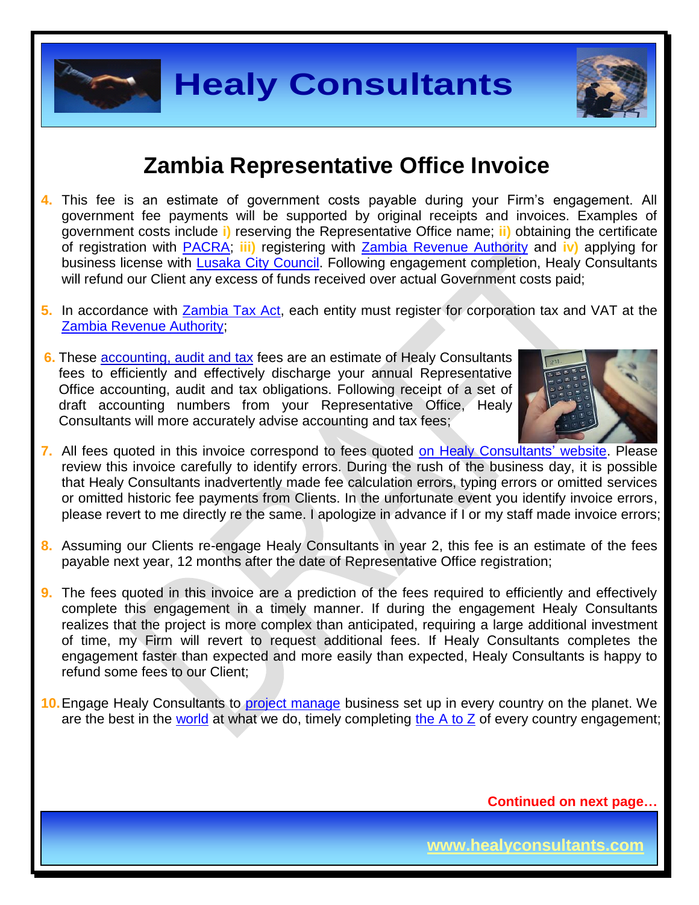# Zambia Representative Office Invoice

4. This fee is an estimate of government costs payable during your Firm's engagement. All government fee payments will be supported by original receipts and invoices. Examples of government costs include i) reserving the Representative Office name; ii) obtaining the certificate of registration with PACRA; iii) registering with Zambia Revenue Authority and iv) applying for business license with Lusaka City Council. Following engagement completion, Healy Consultants will refund our Client any excess of funds received over actual Government costs paid;

5. In accordance with Zambia Tax Act, each entity must register for corporation tax and VAT at the Zambia Revenue Authority;

6. These accounting, audit and tax fees are an estimate of Healy Consultants fees to efficiently and effectively discharge your annual Representative Office accounting, audit and tax obligations. Following receipt of a set of draft accounting numbers from your Representative Office, Healy Consultants will more accurately advise accounting and tax fees;

7. All fees quoted in this invoice correspond to fees quoted on Healy Consultants' website. Please review this invoice carefully to identify errors. During the rush of the business day, it is possible that Healy Consultants inadvertently made fee calculation errors, typing errors or omitted services or omitted historic fee payments from Clients. In the unfortunate event you identify invoice errors, please revert to me directly re the same. I apologize in advance if I or my staff made invoice errors;

8. Assuming our Clients re-engage Healy Consultants in year 2, this fee is an estimate of the fees payable next year, 12 months after the date of Representative Office registration;

9. The fees quoted in this invoice are a prediction of the fees required to efficiently and effectively complete this engagement in a timely manner. If during the engagement Healy Consultants realizes that the project is more complex than anticipated, requiring a large additional investment of time, my Firm will revert to request additional fees. If Healy Consultants completes the engagement faster than expected and more easily than expected, Healy Consultants is happy to refund some fees to our Client;

10. Engage Healy Consultants to project manage business set up in every country on the planet. We are the best in the world at what we do, timely completing the A to Z of every country engagement;

**Continued on next page…**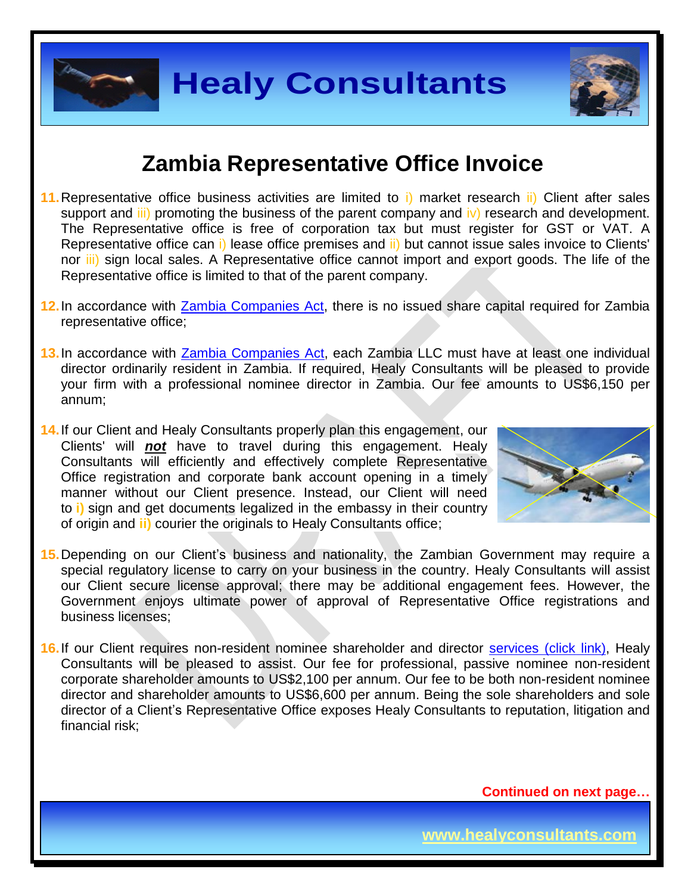# Zambia Representative Office Invoice

11. Representative office business activities are limited to i) market research ii) Client after sales support and iii) promoting the business of the parent company and iv) research and development. The Representative office is free of corporation tax but must register for GST or VAT. A Representative office can i) lease office premises and ii) but cannot issue sales invoice to Clients' nor iii) sign local sales. A Representative office cannot import and export goods. The life of the Representative office is limited to that of the parent company.

12. In accordance with Zambia Companies Act, there is no issued share capital required for Zambia representative office;

13. In accordance with Zambia Companies Act, each Zambia LLC must have at least one individual director ordinarily resident in Zambia. If required, Healy Consultants will be pleased to provide your firm with a professional nominee director in Zambia. Our fee amounts to US$6,150 per annum;

14. If our Client and Healy Consultants properly plan this engagement, our Clients' will ***not*** have to travel during this engagement. Healy Consultants will efficiently and effectively complete Representative Office registration and corporate bank account opening in a timely manner without our Client presence. Instead, our Client will need to **i)** sign and get documents legalized in the embassy in their country of origin and **ii)** courier the originals to Healy Consultants office;

15. Depending on our Client's business and nationality, the Zambian Government may require a special regulatory license to carry on your business in the country. Healy Consultants will assist our Client secure license approval; there may be additional engagement fees. However, the Government enjoys ultimate power of approval of Representative Office registrations and business licenses;

16. If our Client requires non-resident nominee shareholder and director services (click link), Healy Consultants will be pleased to assist. Our fee for professional, passive nominee non-resident corporate shareholder amounts to US$2,100 per annum. Our fee to be both non-resident nominee director and shareholder amounts to US$6,600 per annum. Being the sole shareholders and sole director of a Client's Representative Office exposes Healy Consultants to reputation, litigation and financial risk;

**Continued on next page…**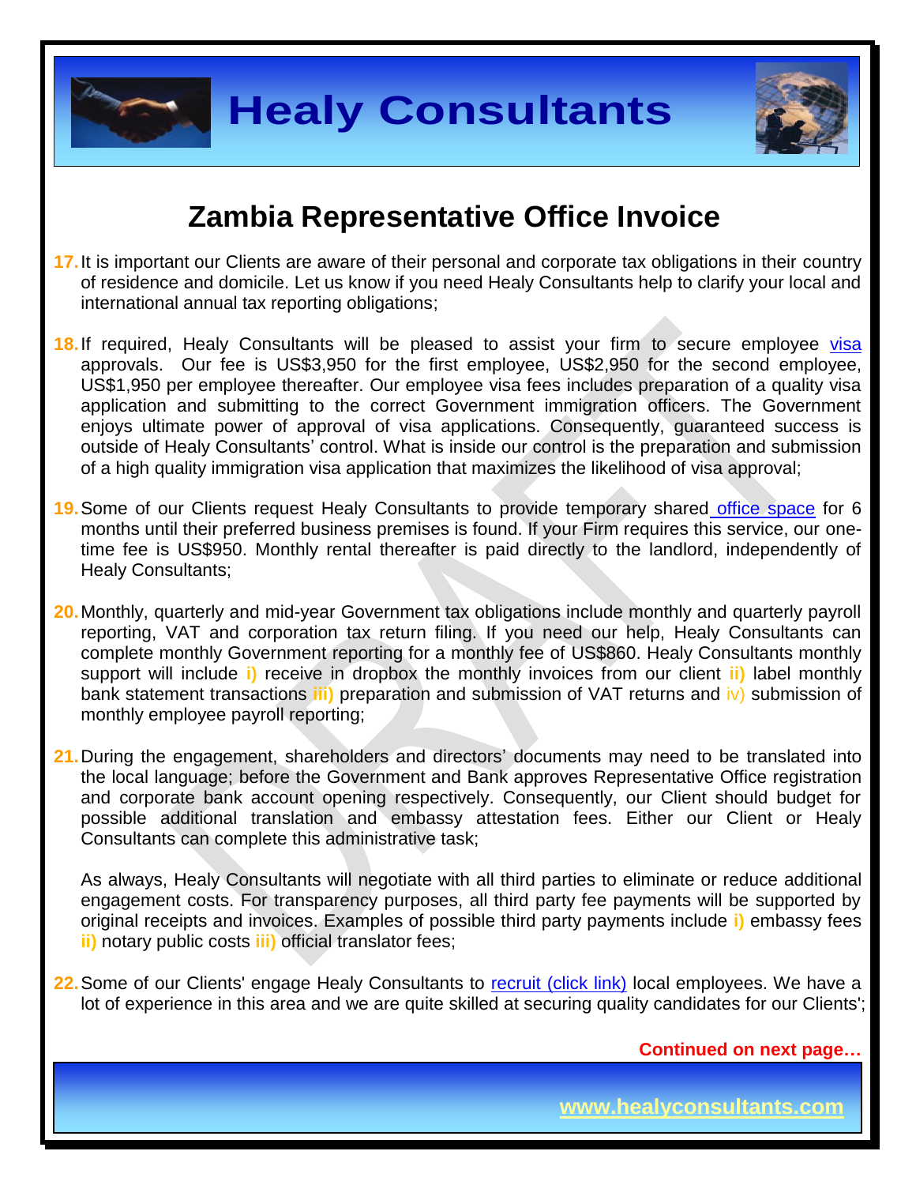# Zambia Representative Office Invoice

17. It is important our Clients are aware of their personal and corporate tax obligations in their country of residence and domicile. Let us know if you need Healy Consultants help to clarify your local and international annual tax reporting obligations;

18. If required, Healy Consultants will be pleased to assist your firm to secure employee visa approvals. Our fee is US$3,950 for the first employee, US$2,950 for the second employee, US$1,950 per employee thereafter. Our employee visa fees includes preparation of a quality visa application and submitting to the correct Government immigration officers. The Government enjoys ultimate power of approval of visa applications. Consequently, guaranteed success is outside of Healy Consultants' control. What is inside our control is the preparation and submission of a high quality immigration visa application that maximizes the likelihood of visa approval;

19. Some of our Clients request Healy Consultants to provide temporary shared office space for 6 months until their preferred business premises is found. If your Firm requires this service, our one-time fee is US$950. Monthly rental thereafter is paid directly to the landlord, independently of Healy Consultants;

20. Monthly, quarterly and mid-year Government tax obligations include monthly and quarterly payroll reporting, VAT and corporation tax return filing. If you need our help, Healy Consultants can complete monthly Government reporting for a monthly fee of US$860. Healy Consultants monthly support will include **i)** receive in dropbox the monthly invoices from our client **ii)** label monthly bank statement transactions **iii)** preparation and submission of VAT returns and iv) submission of monthly employee payroll reporting;

21. During the engagement, shareholders and directors' documents may need to be translated into the local language; before the Government and Bank approves Representative Office registration and corporate bank account opening respectively. Consequently, our Client should budget for possible additional translation and embassy attestation fees. Either our Client or Healy Consultants can complete this administrative task;

    As always, Healy Consultants will negotiate with all third parties to eliminate or reduce additional engagement costs. For transparency purposes, all third party fee payments will be supported by original receipts and invoices. Examples of possible third party payments include **i)** embassy fees **ii)** notary public costs **iii)** official translator fees;

22. Some of our Clients' engage Healy Consultants to recruit (click link) local employees. We have a lot of experience in this area and we are quite skilled at securing quality candidates for our Clients';

**Continued on next page…**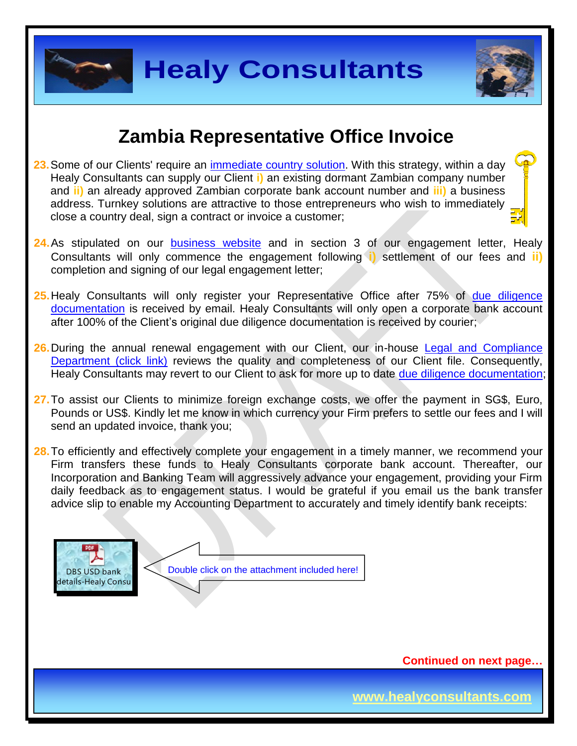## Zambia Representative Office Invoice

23. Some of our Clients' require an immediate country solution. With this strategy, within a day Healy Consultants can supply our Client **i)** an existing dormant Zambian company number and **ii)** an already approved Zambian corporate bank account number and **iii)** a business address. Turnkey solutions are attractive to those entrepreneurs who wish to immediately close a country deal, sign a contract or invoice a customer;

24. As stipulated on our business website and in section 3 of our engagement letter, Healy Consultants will only commence the engagement following **i)** settlement of our fees and **ii)** completion and signing of our legal engagement letter;

25. Healy Consultants will only register your Representative Office after 75% of due diligence documentation is received by email. Healy Consultants will only open a corporate bank account after 100% of the Client's original due diligence documentation is received by courier;

26. During the annual renewal engagement with our Client, our in-house Legal and Compliance Department (click link) reviews the quality and completeness of our Client file. Consequently, Healy Consultants may revert to our Client to ask for more up to date due diligence documentation;

27. To assist our Clients to minimize foreign exchange costs, we offer the payment in SG$, Euro, Pounds or US$. Kindly let me know in which currency your Firm prefers to settle our fees and I will send an updated invoice, thank you;

28. To efficiently and effectively complete your engagement in a timely manner, we recommend your Firm transfers these funds to Healy Consultants corporate bank account. Thereafter, our Incorporation and Banking Team will aggressively advance your engagement, providing your Firm daily feedback as to engagement status. I would be grateful if you email us the bank transfer advice slip to enable my Accounting Department to accurately and timely identify bank receipts:

DBS USD bank details-Healy Consu

Double click on the attachment included here!

**Continued on next page…**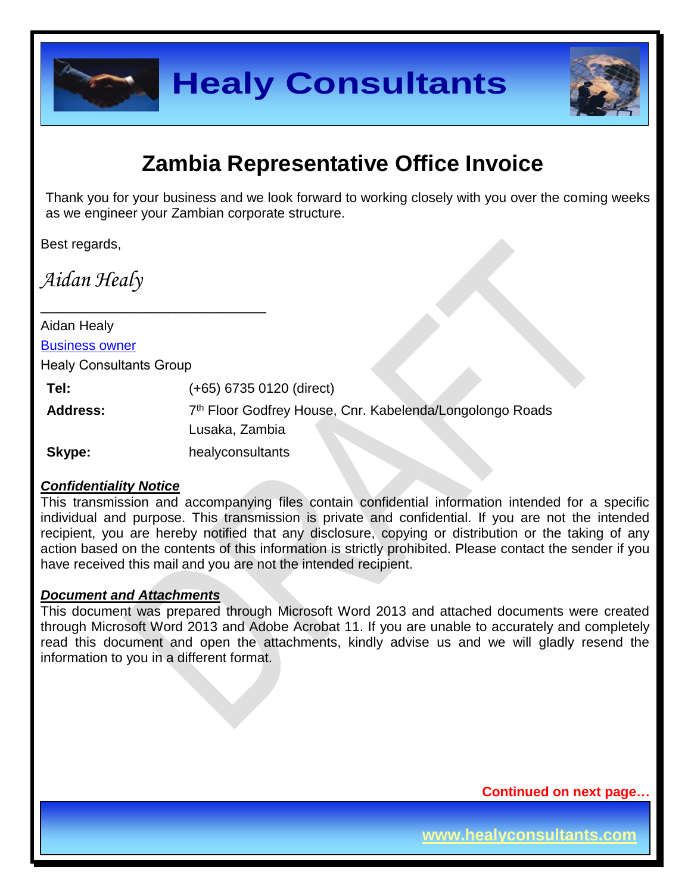## Zambia Representative Office Invoice

Thank you for your business and we look forward to working closely with you over the coming weeks as we engineer your Zambian corporate structure.

Best regards,

*Aidan Healy*

______________________________

Aidan Healy

Business owner

Healy Consultants Group

| | |
|---|---|
| **Tel:** | (+65) 6735 0120 (direct) |
| **Address:** | 7th Floor Godfrey House, Cnr. Kabelenda/Longolongo Roads Lusaka, Zambia |
| **Skype:** | healyconsultants |

***Confidentiality Notice***

This transmission and accompanying files contain confidential information intended for a specific individual and purpose. This transmission is private and confidential. If you are not the intended recipient, you are hereby notified that any disclosure, copying or distribution or the taking of any action based on the contents of this information is strictly prohibited. Please contact the sender if you have received this mail and you are not the intended recipient.

***Document and Attachments***

This document was prepared through Microsoft Word 2013 and attached documents were created through Microsoft Word 2013 and Adobe Acrobat 11. If you are unable to accurately and completely read this document and open the attachments, kindly advise us and we will gladly resend the information to you in a different format.

**Continued on next page…**